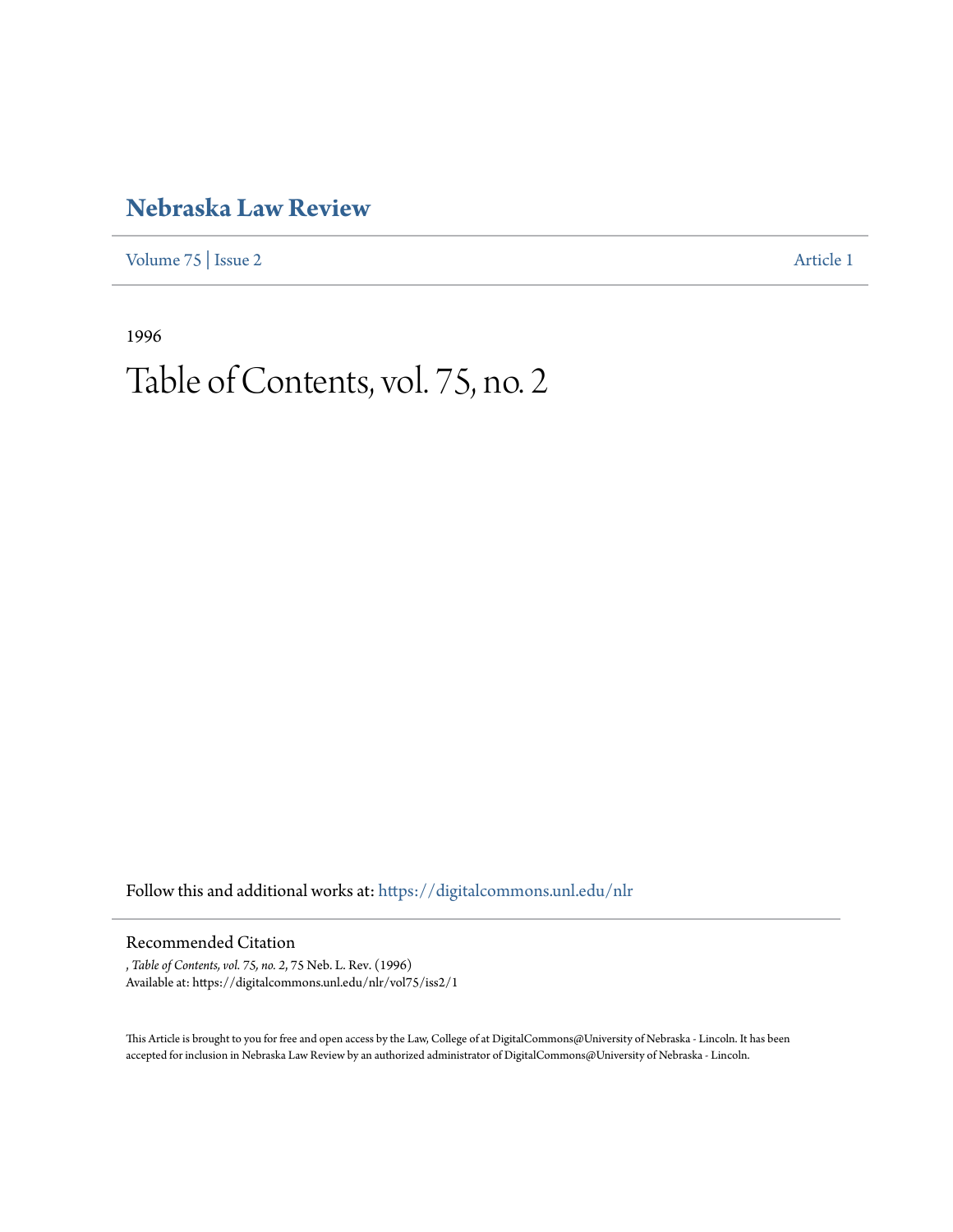# Nebraska Law Review

Volume 75 | Issue 2 Article 1

1996

# Table of Contents, vol. 75, no. 2

Follow this and additional works at: https://digitalcommons.unl.edu/nlr

## Recommended Citation

, *Table of Contents, vol. 75, no. 2*, 75 Neb. L. Rev. (1996)
Available at: https://digitalcommons.unl.edu/nlr/vol75/iss2/1

This Article is brought to you for free and open access by the Law, College of at DigitalCommons@University of Nebraska - Lincoln. It has been accepted for inclusion in Nebraska Law Review by an authorized administrator of DigitalCommons@University of Nebraska - Lincoln.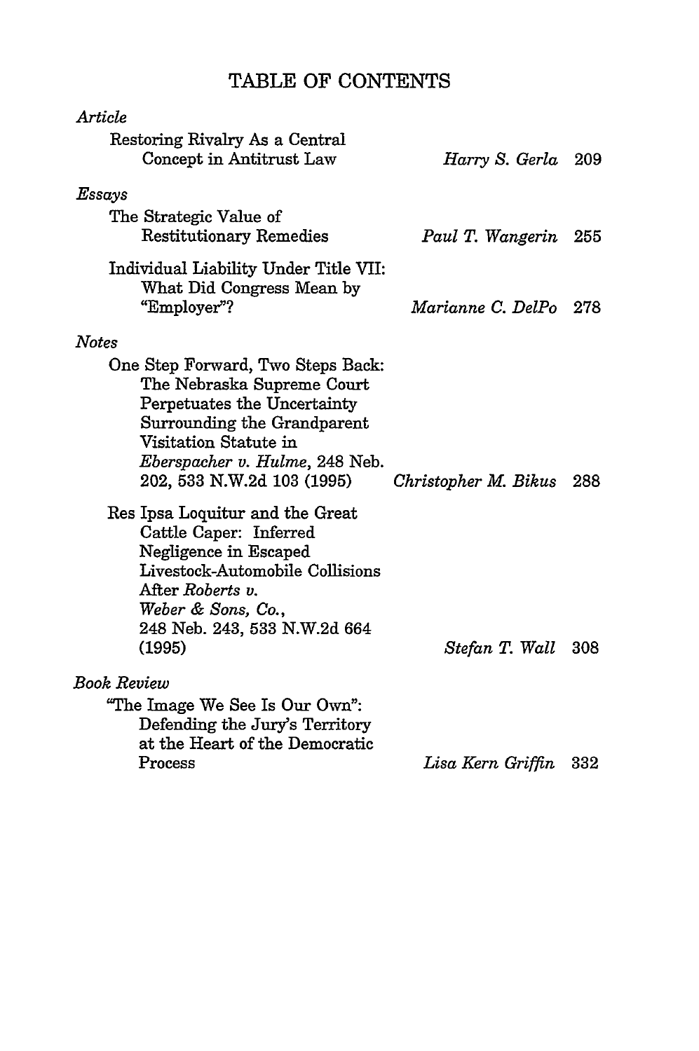# TABLE OF CONTENTS

*Article*

Restoring Rivalry As a Central Concept in Antitrust Law — *Harry S. Gerla* 209

*Essays*

The Strategic Value of Restitutionary Remedies — *Paul T. Wangerin* 255

Individual Liability Under Title VII: What Did Congress Mean by "Employer"? — *Marianne C. DelPo* 278

*Notes*

One Step Forward, Two Steps Back: The Nebraska Supreme Court Perpetuates the Uncertainty Surrounding the Grandparent Visitation Statute in *Eberspacher v. Hulme*, 248 Neb. 202, 533 N.W.2d 103 (1995) — *Christopher M. Bikus* 288

Res Ipsa Loquitur and the Great Cattle Caper: Inferred Negligence in Escaped Livestock-Automobile Collisions After *Roberts v. Weber & Sons, Co.*, 248 Neb. 243, 533 N.W.2d 664 (1995) — *Stefan T. Wall* 308

*Book Review*

"The Image We See Is Our Own": Defending the Jury's Territory at the Heart of the Democratic Process — *Lisa Kern Griffin* 332